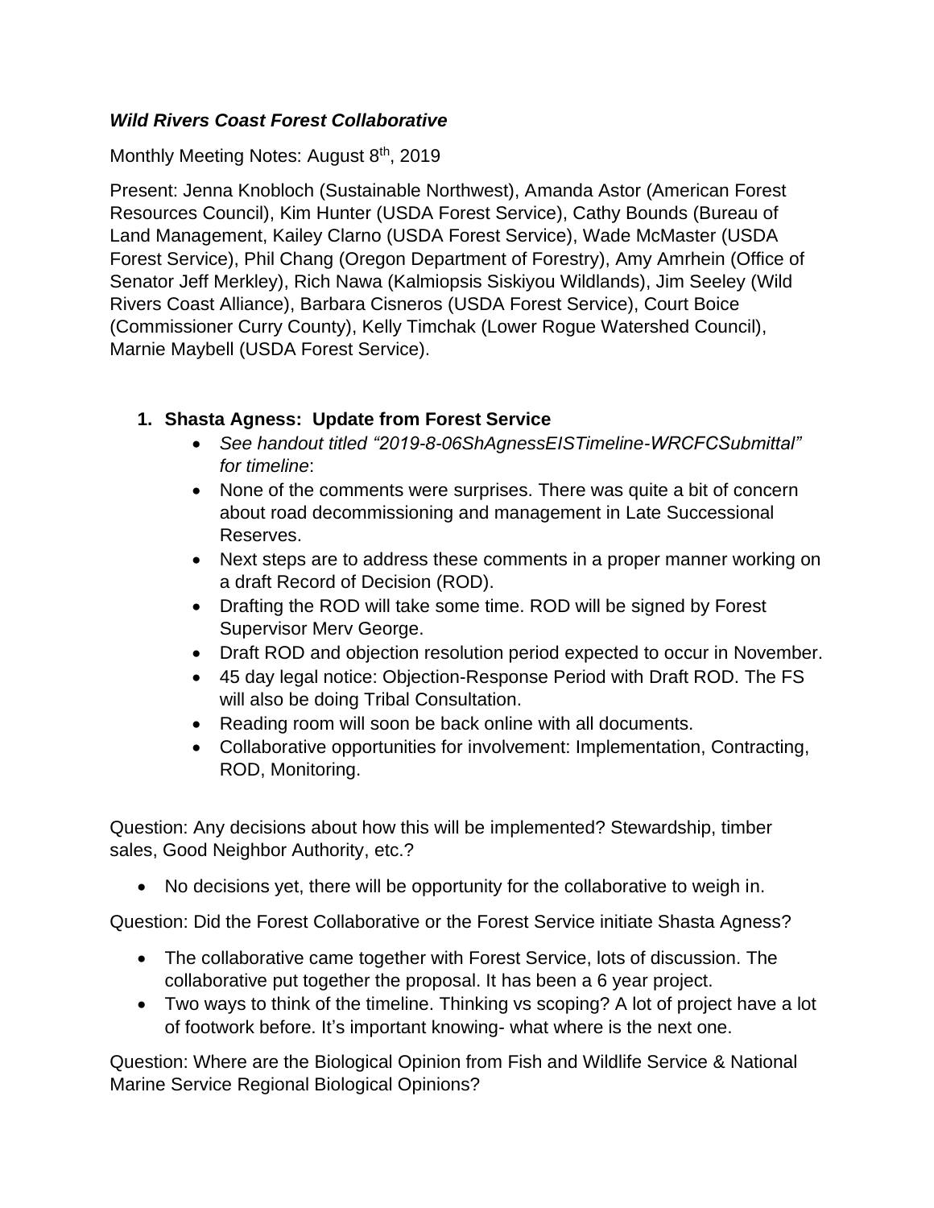***Wild Rivers Coast Forest Collaborative***

Monthly Meeting Notes: August 8th, 2019

Present: Jenna Knobloch (Sustainable Northwest), Amanda Astor (American Forest Resources Council), Kim Hunter (USDA Forest Service), Cathy Bounds (Bureau of Land Management, Kailey Clarno (USDA Forest Service), Wade McMaster (USDA Forest Service), Phil Chang (Oregon Department of Forestry), Amy Amrhein (Office of Senator Jeff Merkley), Rich Nawa (Kalmiopsis Siskiyou Wildlands), Jim Seeley (Wild Rivers Coast Alliance), Barbara Cisneros (USDA Forest Service), Court Boice (Commissioner Curry County), Kelly Timchak (Lower Rogue Watershed Council), Marnie Maybell (USDA Forest Service).

1. **Shasta Agness: Update from Forest Service**
    - *See handout titled "2019-8-06ShAgnessEISTimeline-WRCFCSubmittal" for timeline*:
    - None of the comments were surprises. There was quite a bit of concern about road decommissioning and management in Late Successional Reserves.
    - Next steps are to address these comments in a proper manner working on a draft Record of Decision (ROD).
    - Drafting the ROD will take some time. ROD will be signed by Forest Supervisor Merv George.
    - Draft ROD and objection resolution period expected to occur in November.
    - 45 day legal notice: Objection-Response Period with Draft ROD. The FS will also be doing Tribal Consultation.
    - Reading room will soon be back online with all documents.
    - Collaborative opportunities for involvement: Implementation, Contracting, ROD, Monitoring.

Question: Any decisions about how this will be implemented? Stewardship, timber sales, Good Neighbor Authority, etc.?

- No decisions yet, there will be opportunity for the collaborative to weigh in.

Question: Did the Forest Collaborative or the Forest Service initiate Shasta Agness?

- The collaborative came together with Forest Service, lots of discussion. The collaborative put together the proposal. It has been a 6 year project.
- Two ways to think of the timeline. Thinking vs scoping? A lot of project have a lot of footwork before. It's important knowing- what where is the next one.

Question: Where are the Biological Opinion from Fish and Wildlife Service & National Marine Service Regional Biological Opinions?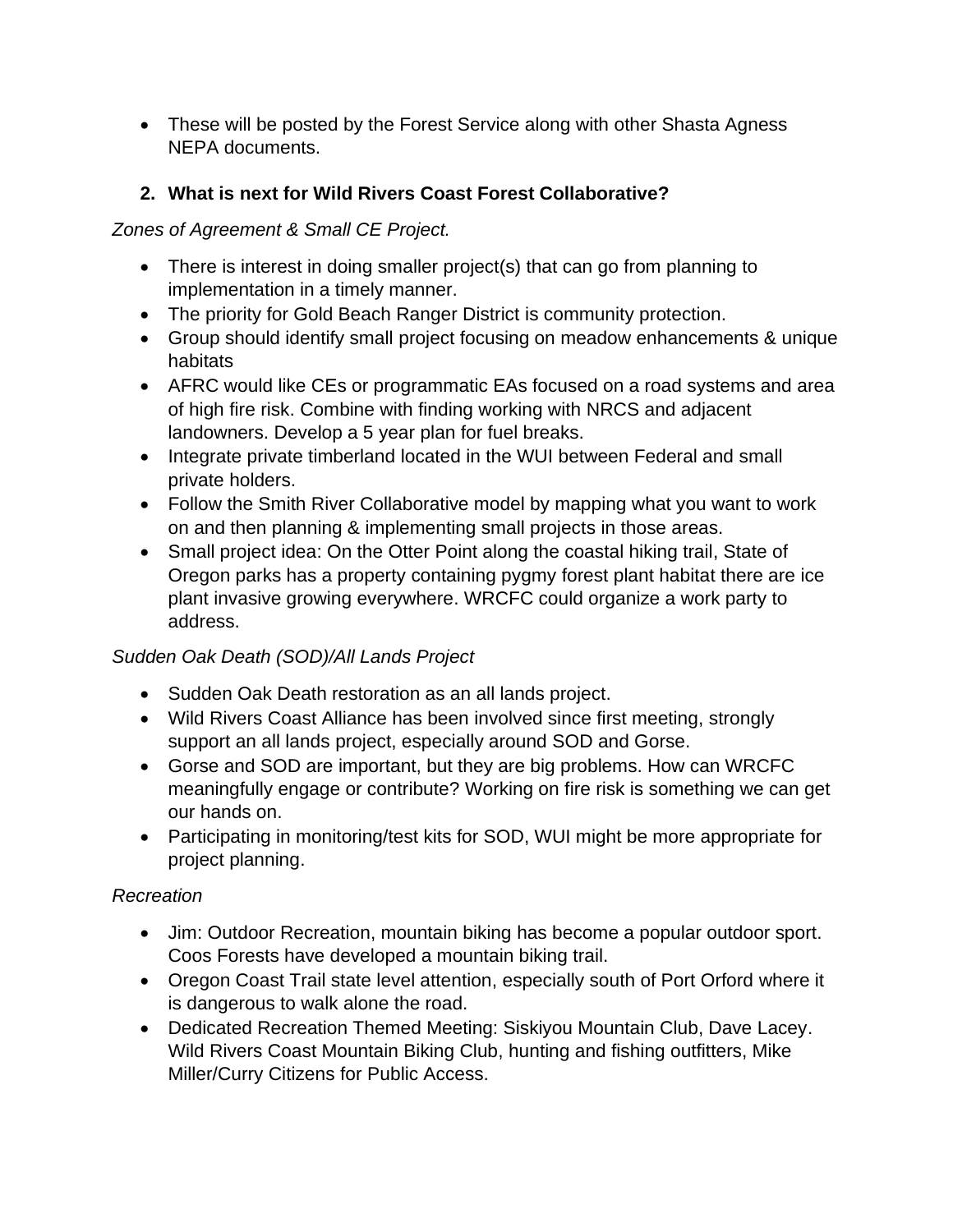- These will be posted by the Forest Service along with other Shasta Agness NEPA documents.

## 2. What is next for Wild Rivers Coast Forest Collaborative?

*Zones of Agreement & Small CE Project.*

- There is interest in doing smaller project(s) that can go from planning to implementation in a timely manner.
- The priority for Gold Beach Ranger District is community protection.
- Group should identify small project focusing on meadow enhancements & unique habitats
- AFRC would like CEs or programmatic EAs focused on a road systems and area of high fire risk. Combine with finding working with NRCS and adjacent landowners. Develop a 5 year plan for fuel breaks.
- Integrate private timberland located in the WUI between Federal and small private holders.
- Follow the Smith River Collaborative model by mapping what you want to work on and then planning & implementing small projects in those areas.
- Small project idea: On the Otter Point along the coastal hiking trail, State of Oregon parks has a property containing pygmy forest plant habitat there are ice plant invasive growing everywhere. WRCFC could organize a work party to address.

*Sudden Oak Death (SOD)/All Lands Project*

- Sudden Oak Death restoration as an all lands project.
- Wild Rivers Coast Alliance has been involved since first meeting, strongly support an all lands project, especially around SOD and Gorse.
- Gorse and SOD are important, but they are big problems. How can WRCFC meaningfully engage or contribute? Working on fire risk is something we can get our hands on.
- Participating in monitoring/test kits for SOD, WUI might be more appropriate for project planning.

*Recreation*

- Jim: Outdoor Recreation, mountain biking has become a popular outdoor sport. Coos Forests have developed a mountain biking trail.
- Oregon Coast Trail state level attention, especially south of Port Orford where it is dangerous to walk alone the road.
- Dedicated Recreation Themed Meeting: Siskiyou Mountain Club, Dave Lacey. Wild Rivers Coast Mountain Biking Club, hunting and fishing outfitters, Mike Miller/Curry Citizens for Public Access.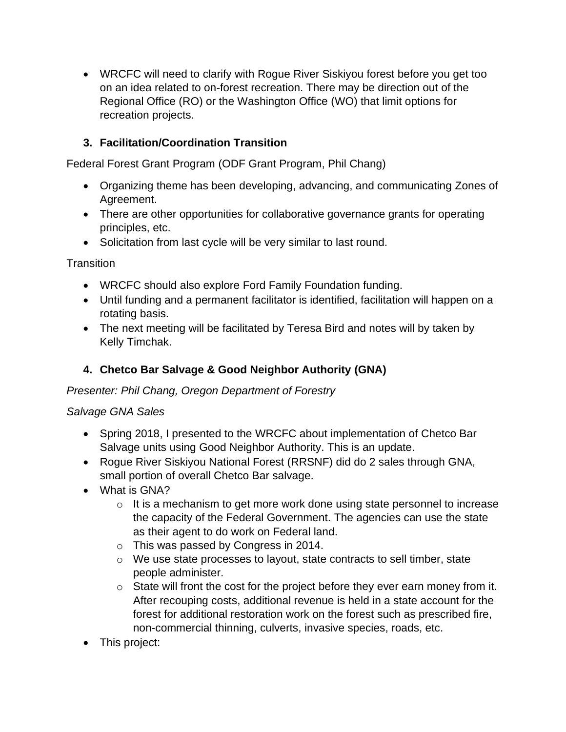- WRCFC will need to clarify with Rogue River Siskiyou forest before you get too on an idea related to on-forest recreation. There may be direction out of the Regional Office (RO) or the Washington Office (WO) that limit options for recreation projects.

### 3. Facilitation/Coordination Transition

Federal Forest Grant Program (ODF Grant Program, Phil Chang)

- Organizing theme has been developing, advancing, and communicating Zones of Agreement.
- There are other opportunities for collaborative governance grants for operating principles, etc.
- Solicitation from last cycle will be very similar to last round.

Transition

- WRCFC should also explore Ford Family Foundation funding.
- Until funding and a permanent facilitator is identified, facilitation will happen on a rotating basis.
- The next meeting will be facilitated by Teresa Bird and notes will by taken by Kelly Timchak.

### 4. Chetco Bar Salvage & Good Neighbor Authority (GNA)

*Presenter: Phil Chang, Oregon Department of Forestry*

*Salvage GNA Sales*

- Spring 2018, I presented to the WRCFC about implementation of Chetco Bar Salvage units using Good Neighbor Authority. This is an update.
- Rogue River Siskiyou National Forest (RRSNF) did do 2 sales through GNA, small portion of overall Chetco Bar salvage.
- What is GNA?
    - It is a mechanism to get more work done using state personnel to increase the capacity of the Federal Government. The agencies can use the state as their agent to do work on Federal land.
    - This was passed by Congress in 2014.
    - We use state processes to layout, state contracts to sell timber, state people administer.
    - State will front the cost for the project before they ever earn money from it. After recouping costs, additional revenue is held in a state account for the forest for additional restoration work on the forest such as prescribed fire, non-commercial thinning, culverts, invasive species, roads, etc.
- This project: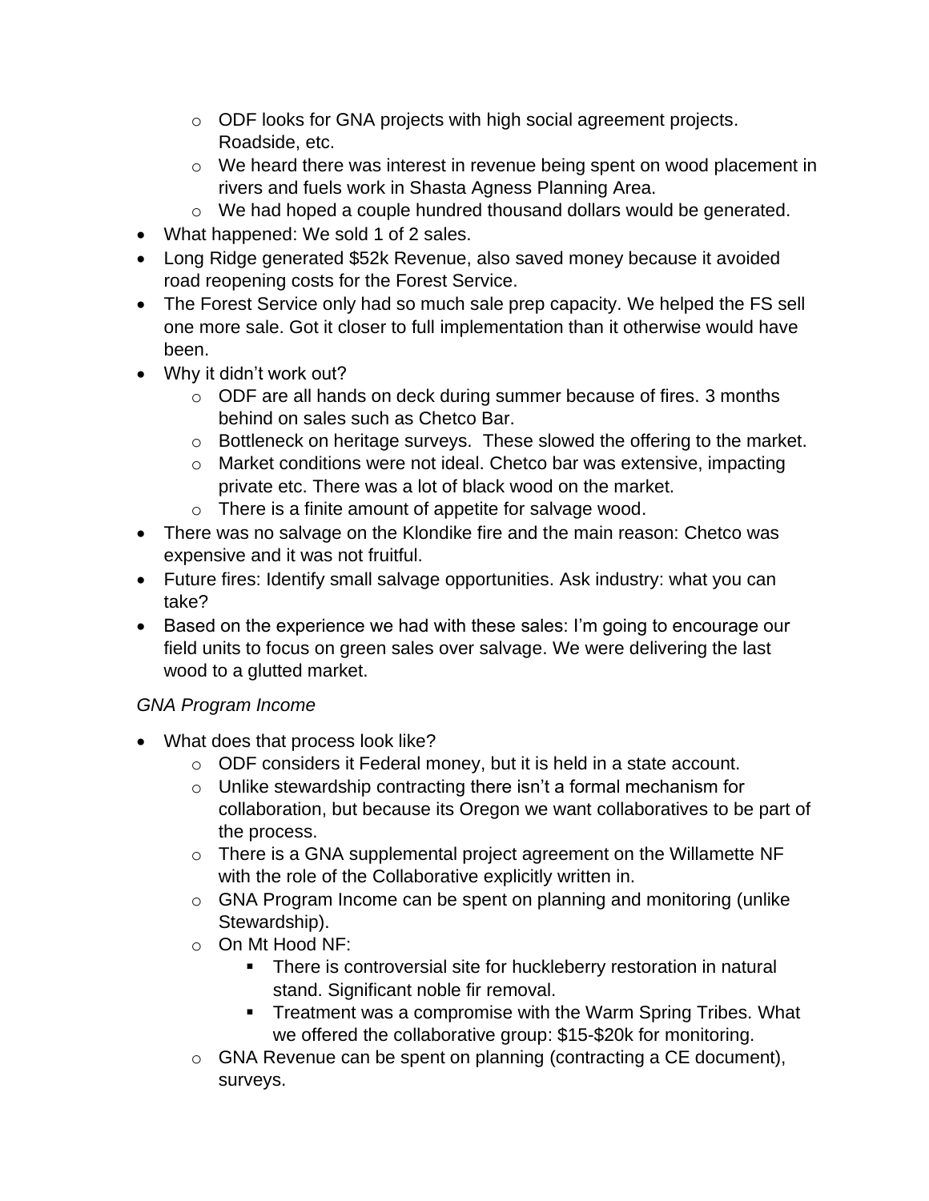- ODF looks for GNA projects with high social agreement projects. Roadside, etc.
    - We heard there was interest in revenue being spent on wood placement in rivers and fuels work in Shasta Agness Planning Area.
    - We had hoped a couple hundred thousand dollars would be generated.
- What happened: We sold 1 of 2 sales.
- Long Ridge generated $52k Revenue, also saved money because it avoided road reopening costs for the Forest Service.
- The Forest Service only had so much sale prep capacity. We helped the FS sell one more sale. Got it closer to full implementation than it otherwise would have been.
- Why it didn't work out?
    - ODF are all hands on deck during summer because of fires. 3 months behind on sales such as Chetco Bar.
    - Bottleneck on heritage surveys. These slowed the offering to the market.
    - Market conditions were not ideal. Chetco bar was extensive, impacting private etc. There was a lot of black wood on the market.
    - There is a finite amount of appetite for salvage wood.
- There was no salvage on the Klondike fire and the main reason: Chetco was expensive and it was not fruitful.
- Future fires: Identify small salvage opportunities. Ask industry: what you can take?
- Based on the experience we had with these sales: I'm going to encourage our field units to focus on green sales over salvage. We were delivering the last wood to a glutted market.

*GNA Program Income*

- What does that process look like?
    - ODF considers it Federal money, but it is held in a state account.
    - Unlike stewardship contracting there isn't a formal mechanism for collaboration, but because its Oregon we want collaboratives to be part of the process.
    - There is a GNA supplemental project agreement on the Willamette NF with the role of the Collaborative explicitly written in.
    - GNA Program Income can be spent on planning and monitoring (unlike Stewardship).
    - On Mt Hood NF:
        - There is controversial site for huckleberry restoration in natural stand. Significant noble fir removal.
        - Treatment was a compromise with the Warm Spring Tribes. What we offered the collaborative group: $15-$20k for monitoring.
    - GNA Revenue can be spent on planning (contracting a CE document), surveys.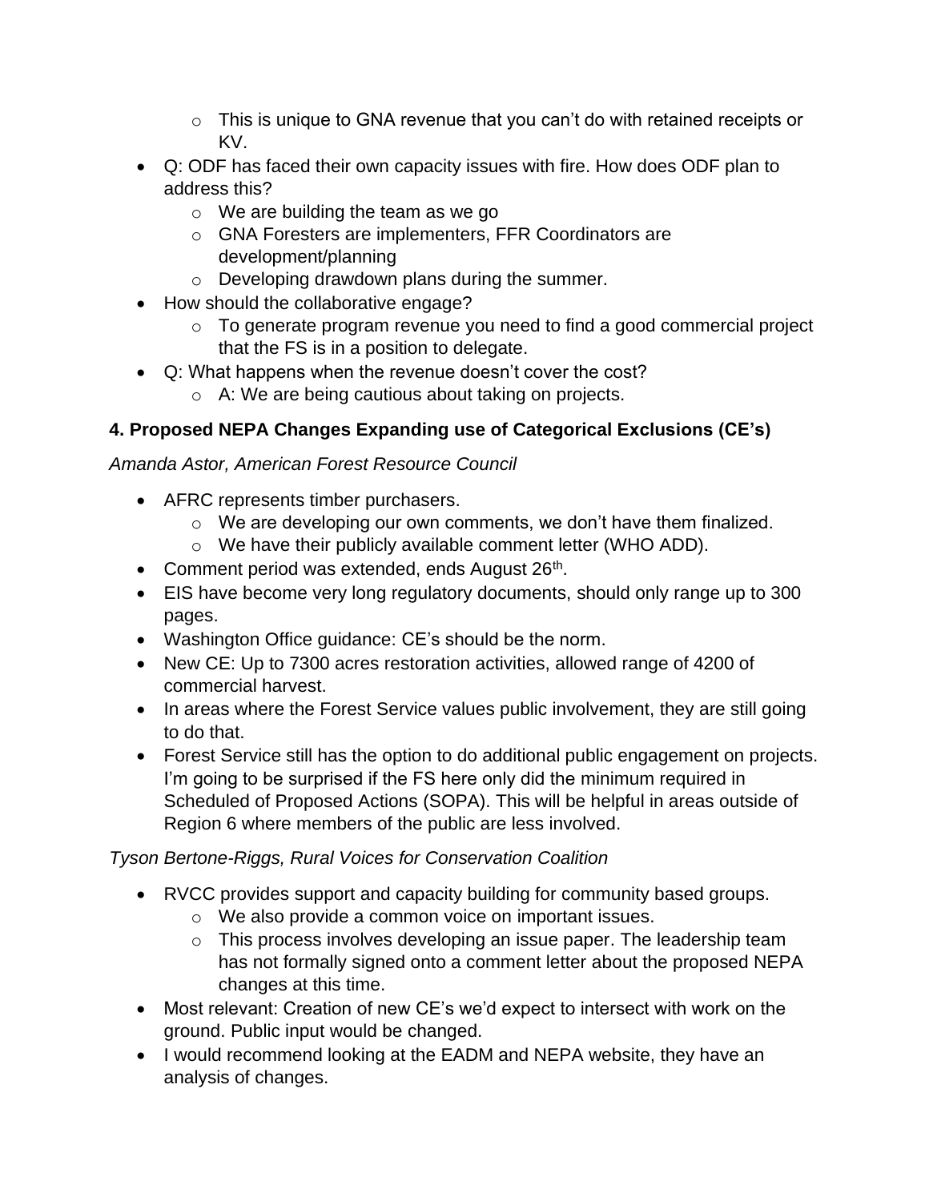- This is unique to GNA revenue that you can't do with retained receipts or KV.
- Q: ODF has faced their own capacity issues with fire. How does ODF plan to address this?
   - We are building the team as we go
   - GNA Foresters are implementers, FFR Coordinators are development/planning
   - Developing drawdown plans during the summer.
- How should the collaborative engage?
   - To generate program revenue you need to find a good commercial project that the FS is in a position to delegate.
- Q: What happens when the revenue doesn't cover the cost?
   - A: We are being cautious about taking on projects.

### 4. Proposed NEPA Changes Expanding use of Categorical Exclusions (CE's)

*Amanda Astor, American Forest Resource Council*

- AFRC represents timber purchasers.
   - We are developing our own comments, we don't have them finalized.
   - We have their publicly available comment letter (WHO ADD).
- Comment period was extended, ends August 26th.
- EIS have become very long regulatory documents, should only range up to 300 pages.
- Washington Office guidance: CE's should be the norm.
- New CE: Up to 7300 acres restoration activities, allowed range of 4200 of commercial harvest.
- In areas where the Forest Service values public involvement, they are still going to do that.
- Forest Service still has the option to do additional public engagement on projects. I'm going to be surprised if the FS here only did the minimum required in Scheduled of Proposed Actions (SOPA). This will be helpful in areas outside of Region 6 where members of the public are less involved.

*Tyson Bertone-Riggs, Rural Voices for Conservation Coalition*

- RVCC provides support and capacity building for community based groups.
   - We also provide a common voice on important issues.
   - This process involves developing an issue paper. The leadership team has not formally signed onto a comment letter about the proposed NEPA changes at this time.
- Most relevant: Creation of new CE's we'd expect to intersect with work on the ground. Public input would be changed.
- I would recommend looking at the EADM and NEPA website, they have an analysis of changes.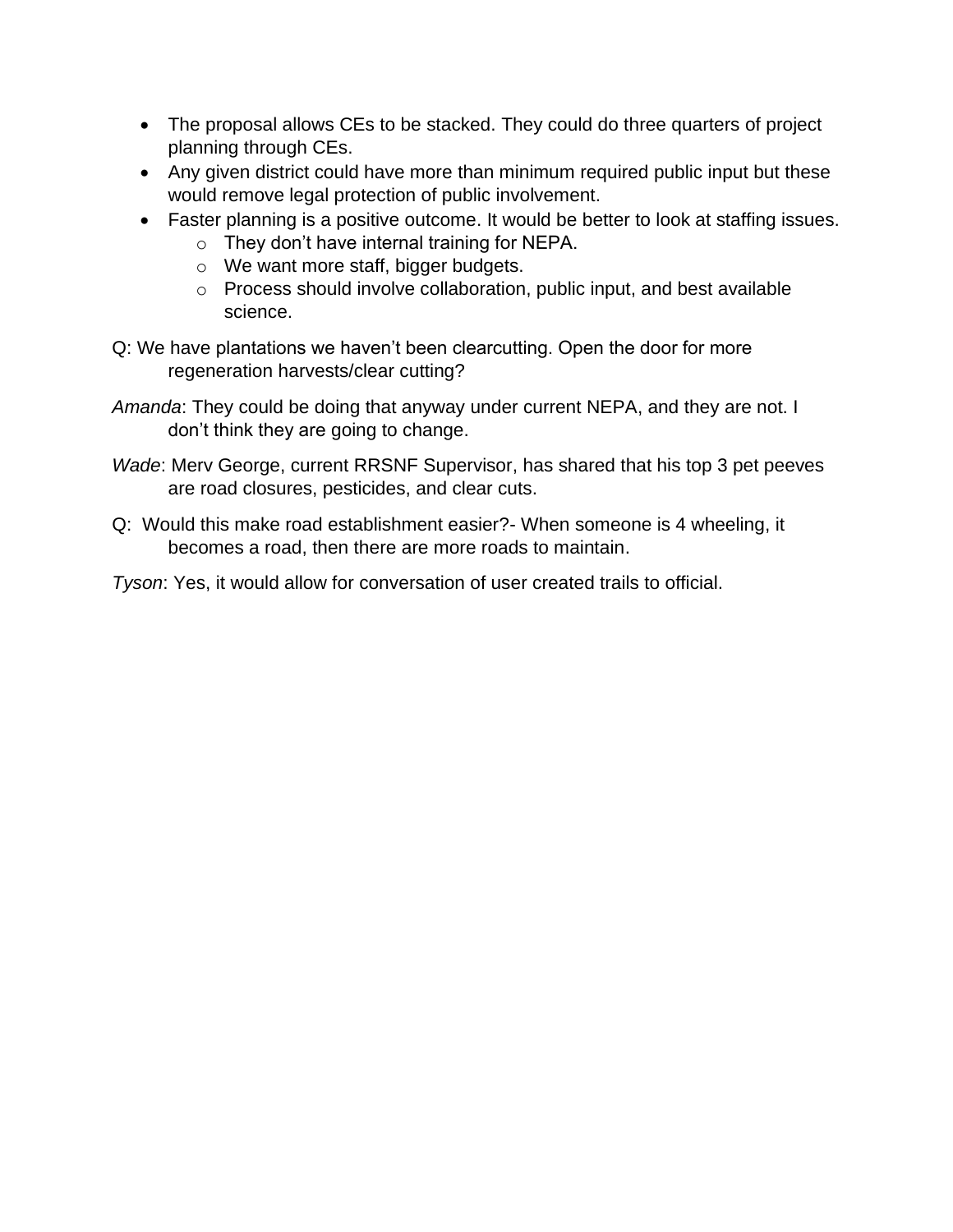- The proposal allows CEs to be stacked. They could do three quarters of project planning through CEs.
- Any given district could have more than minimum required public input but these would remove legal protection of public involvement.
- Faster planning is a positive outcome. It would be better to look at staffing issues.
  - They don't have internal training for NEPA.
  - We want more staff, bigger budgets.
  - Process should involve collaboration, public input, and best available science.

Q: We have plantations we haven't been clearcutting. Open the door for more regeneration harvests/clear cutting?

*Amanda*: They could be doing that anyway under current NEPA, and they are not. I don't think they are going to change.

*Wade*: Merv George, current RRSNF Supervisor, has shared that his top 3 pet peeves are road closures, pesticides, and clear cuts.

Q: Would this make road establishment easier?- When someone is 4 wheeling, it becomes a road, then there are more roads to maintain.

*Tyson*: Yes, it would allow for conversation of user created trails to official.